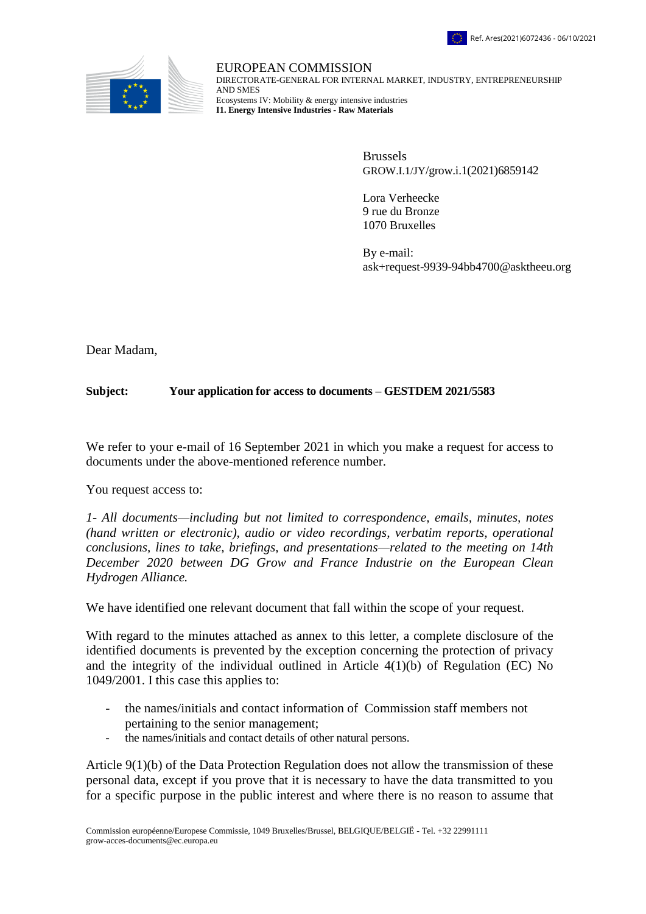Ref. Ares(2021)6072436 - 06/10/2021

EUROPEAN COMMISSION
DIRECTORATE-GENERAL FOR INTERNAL MARKET, INDUSTRY, ENTREPRENEURSHIP AND SMES
Ecosystems IV: Mobility & energy intensive industries
**I1. Energy Intensive Industries - Raw Materials**

Brussels
GROW.I.1/JY/grow.i.1(2021)6859142

Lora Verheecke
9 rue du Bronze
1070 Bruxelles

By e-mail:
ask+request-9939-94bb4700@asktheeu.org

Dear Madam,

**Subject: Your application for access to documents – GESTDEM 2021/5583**

We refer to your e-mail of 16 September 2021 in which you make a request for access to documents under the above-mentioned reference number.

You request access to:

*1- All documents—including but not limited to correspondence, emails, minutes, notes (hand written or electronic), audio or video recordings, verbatim reports, operational conclusions, lines to take, briefings, and presentations—related to the meeting on 14th December 2020 between DG Grow and France Industrie on the European Clean Hydrogen Alliance.*

We have identified one relevant document that fall within the scope of your request.

With regard to the minutes attached as annex to this letter, a complete disclosure of the identified documents is prevented by the exception concerning the protection of privacy and the integrity of the individual outlined in Article 4(1)(b) of Regulation (EC) No 1049/2001. I this case this applies to:

- the names/initials and contact information of Commission staff members not pertaining to the senior management;
- the names/initials and contact details of other natural persons.

Article 9(1)(b) of the Data Protection Regulation does not allow the transmission of these personal data, except if you prove that it is necessary to have the data transmitted to you for a specific purpose in the public interest and where there is no reason to assume that

Commission européenne/Europese Commissie, 1049 Bruxelles/Brussel, BELGIQUE/BELGIË - Tel. +32 22991111
grow-acces-documents@ec.europa.eu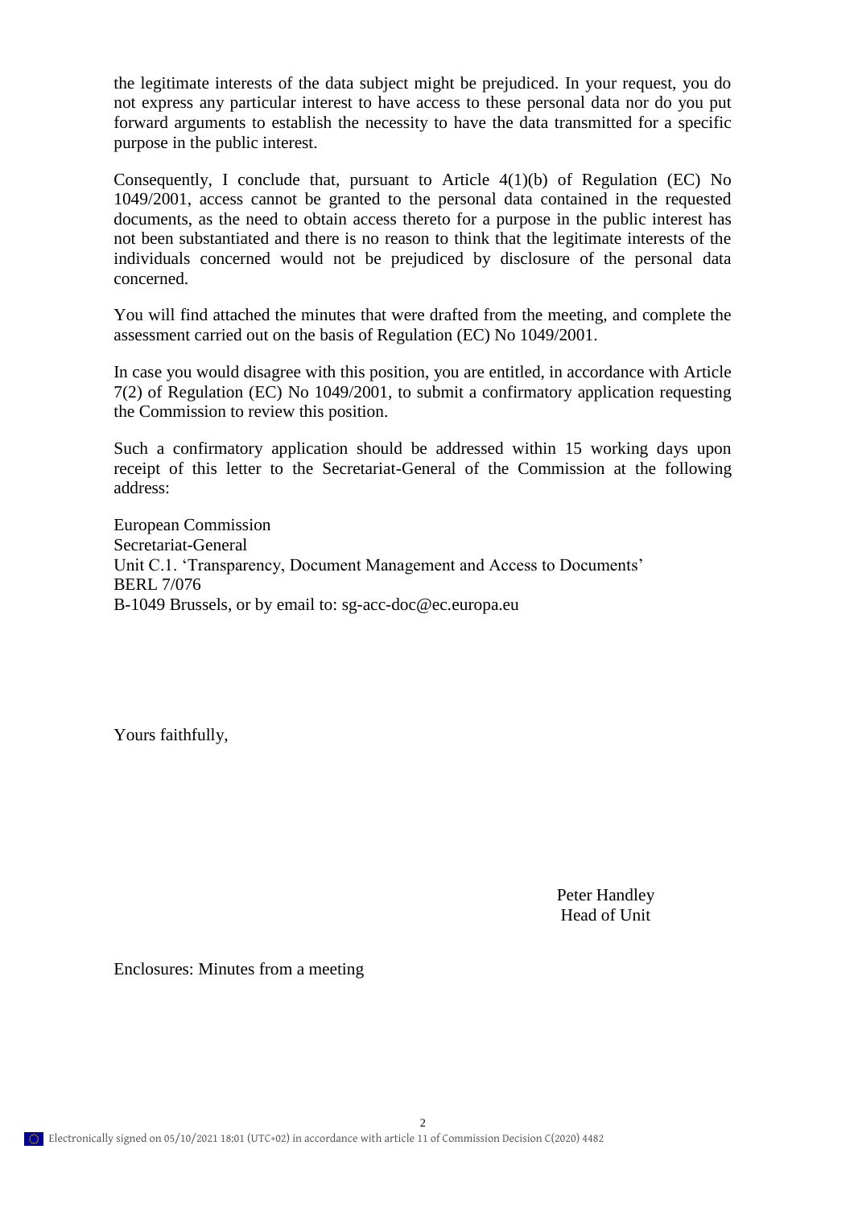the legitimate interests of the data subject might be prejudiced. In your request, you do not express any particular interest to have access to these personal data nor do you put forward arguments to establish the necessity to have the data transmitted for a specific purpose in the public interest.

Consequently, I conclude that, pursuant to Article 4(1)(b) of Regulation (EC) No 1049/2001, access cannot be granted to the personal data contained in the requested documents, as the need to obtain access thereto for a purpose in the public interest has not been substantiated and there is no reason to think that the legitimate interests of the individuals concerned would not be prejudiced by disclosure of the personal data concerned.

You will find attached the minutes that were drafted from the meeting, and complete the assessment carried out on the basis of Regulation (EC) No 1049/2001.

In case you would disagree with this position, you are entitled, in accordance with Article 7(2) of Regulation (EC) No 1049/2001, to submit a confirmatory application requesting the Commission to review this position.

Such a confirmatory application should be addressed within 15 working days upon receipt of this letter to the Secretariat-General of the Commission at the following address:

European Commission
Secretariat-General
Unit C.1. 'Transparency, Document Management and Access to Documents'
BERL 7/076
B-1049 Brussels, or by email to: sg-acc-doc@ec.europa.eu

Yours faithfully,

Peter Handley
Head of Unit

Enclosures: Minutes from a meeting

Electronically signed on 05/10/2021 18:01 (UTC+02) in accordance with article 11 of Commission Decision C(2020) 4482